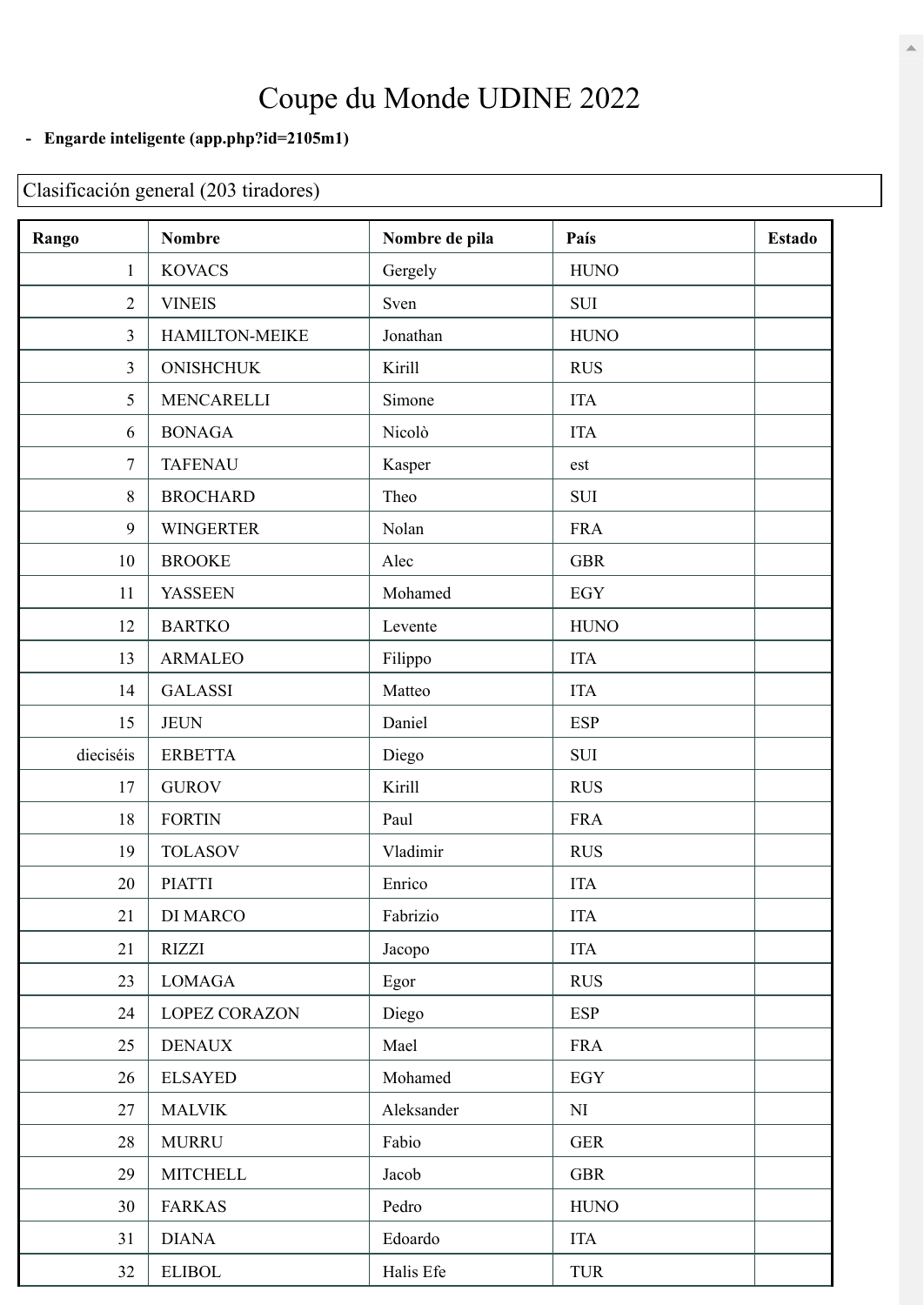# Coupe du Monde UDINE 2022

- **Engarde inteligente (app.php?id=2105m1)**

Clasificación general (203 tiradores)

| Rango | Nombre | Nombre de pila | País | Estado |
|---|---|---|---|---|
| 1 | KOVACS | Gergely | HUNO | |
| 2 | VINEIS | Sven | SUI | |
| 3 | HAMILTON-MEIKE | Jonathan | HUNO | |
| 3 | ONISHCHUK | Kirill | RUS | |
| 5 | MENCARELLI | Simone | ITA | |
| 6 | BONAGA | Nicolò | ITA | |
| 7 | TAFENAU | Kasper | est | |
| 8 | BROCHARD | Theo | SUI | |
| 9 | WINGERTER | Nolan | FRA | |
| 10 | BROOKE | Alec | GBR | |
| 11 | YASSEEN | Mohamed | EGY | |
| 12 | BARTKO | Levente | HUNO | |
| 13 | ARMALEO | Filippo | ITA | |
| 14 | GALASSI | Matteo | ITA | |
| 15 | JEUN | Daniel | ESP | |
| dieciséis | ERBETTA | Diego | SUI | |
| 17 | GUROV | Kirill | RUS | |
| 18 | FORTIN | Paul | FRA | |
| 19 | TOLASOV | Vladimir | RUS | |
| 20 | PIATTI | Enrico | ITA | |
| 21 | DI MARCO | Fabrizio | ITA | |
| 21 | RIZZI | Jacopo | ITA | |
| 23 | LOMAGA | Egor | RUS | |
| 24 | LOPEZ CORAZON | Diego | ESP | |
| 25 | DENAUX | Mael | FRA | |
| 26 | ELSAYED | Mohamed | EGY | |
| 27 | MALVIK | Aleksander | NI | |
| 28 | MURRU | Fabio | GER | |
| 29 | MITCHELL | Jacob | GBR | |
| 30 | FARKAS | Pedro | HUNO | |
| 31 | DIANA | Edoardo | ITA | |
| 32 | ELIBOL | Halis Efe | TUR | |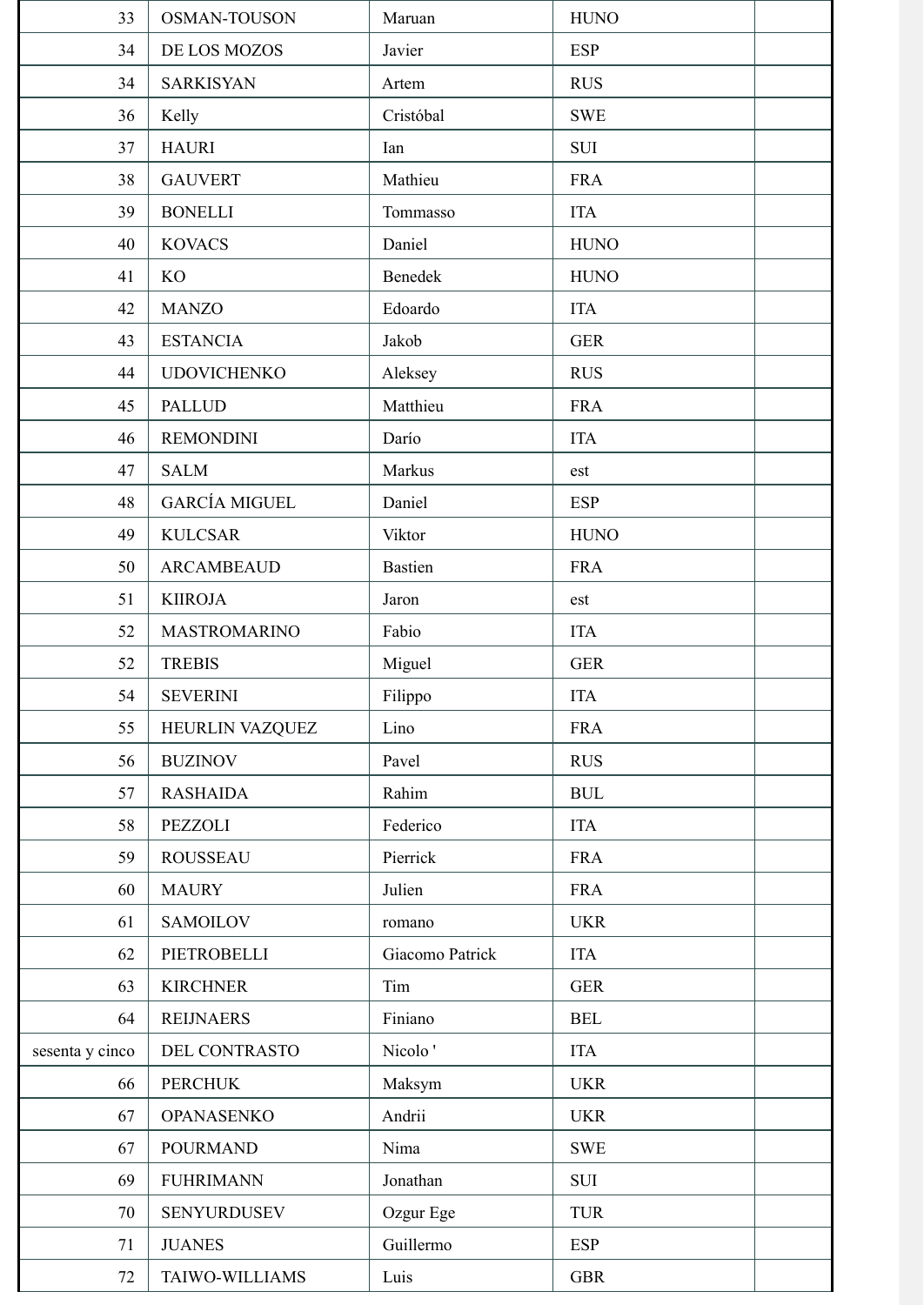| | | | | |
|---|---|---|---|---|
| 33 | OSMAN-TOUSON | Maruan | HUNO | |
| 34 | DE LOS MOZOS | Javier | ESP | |
| 34 | SARKISYAN | Artem | RUS | |
| 36 | Kelly | Cristóbal | SWE | |
| 37 | HAURI | Ian | SUI | |
| 38 | GAUVERT | Mathieu | FRA | |
| 39 | BONELLI | Tommasso | ITA | |
| 40 | KOVACS | Daniel | HUNO | |
| 41 | KO | Benedek | HUNO | |
| 42 | MANZO | Edoardo | ITA | |
| 43 | ESTANCIA | Jakob | GER | |
| 44 | UDOVICHENKO | Aleksey | RUS | |
| 45 | PALLUD | Matthieu | FRA | |
| 46 | REMONDINI | Darío | ITA | |
| 47 | SALM | Markus | est | |
| 48 | GARCÍA MIGUEL | Daniel | ESP | |
| 49 | KULCSAR | Viktor | HUNO | |
| 50 | ARCAMBEAUD | Bastien | FRA | |
| 51 | KIIROJA | Jaron | est | |
| 52 | MASTROMARINO | Fabio | ITA | |
| 52 | TREBIS | Miguel | GER | |
| 54 | SEVERINI | Filippo | ITA | |
| 55 | HEURLIN VAZQUEZ | Lino | FRA | |
| 56 | BUZINOV | Pavel | RUS | |
| 57 | RASHAIDA | Rahim | BUL | |
| 58 | PEZZOLI | Federico | ITA | |
| 59 | ROUSSEAU | Pierrick | FRA | |
| 60 | MAURY | Julien | FRA | |
| 61 | SAMOILOV | romano | UKR | |
| 62 | PIETROBELLI | Giacomo Patrick | ITA | |
| 63 | KIRCHNER | Tim | GER | |
| 64 | REIJNAERS | Finiano | BEL | |
| sesenta y cinco | DEL CONTRASTO | Nicolo ' | ITA | |
| 66 | PERCHUK | Maksym | UKR | |
| 67 | OPANASENKO | Andrii | UKR | |
| 67 | POURMAND | Nima | SWE | |
| 69 | FUHRIMANN | Jonathan | SUI | |
| 70 | SENYURDUSEV | Ozgur Ege | TUR | |
| 71 | JUANES | Guillermo | ESP | |
| 72 | TAIWO-WILLIAMS | Luis | GBR | |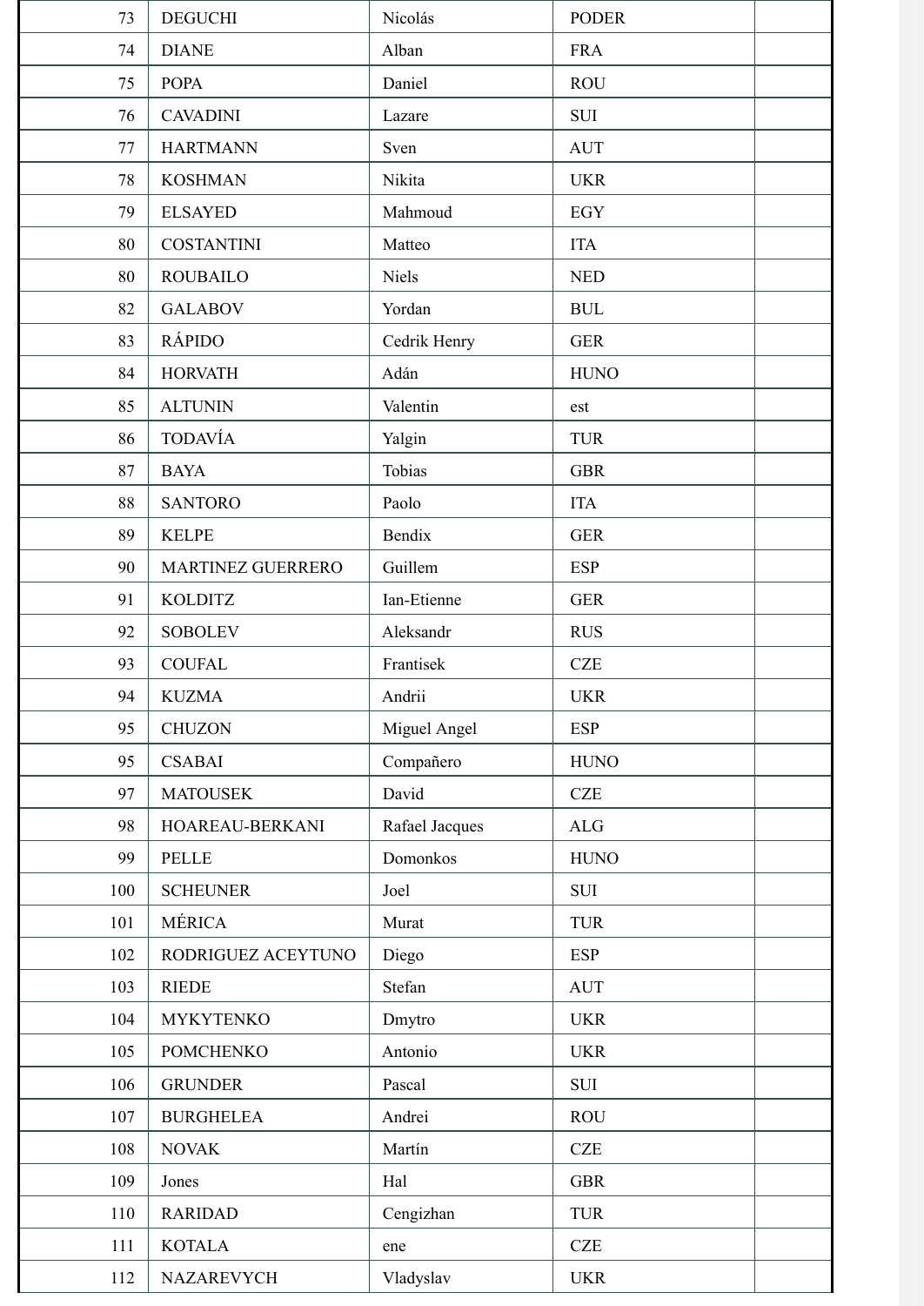| | | | | |
|---|---|---|---|---|
| 73 | DEGUCHI | Nicolás | PODER | |
| 74 | DIANE | Alban | FRA | |
| 75 | POPA | Daniel | ROU | |
| 76 | CAVADINI | Lazare | SUI | |
| 77 | HARTMANN | Sven | AUT | |
| 78 | KOSHMAN | Nikita | UKR | |
| 79 | ELSAYED | Mahmoud | EGY | |
| 80 | COSTANTINI | Matteo | ITA | |
| 80 | ROUBAILO | Niels | NED | |
| 82 | GALABOV | Yordan | BUL | |
| 83 | RÁPIDO | Cedrik Henry | GER | |
| 84 | HORVATH | Adán | HUNO | |
| 85 | ALTUNIN | Valentin | est | |
| 86 | TODAVÍA | Yalgin | TUR | |
| 87 | BAYA | Tobias | GBR | |
| 88 | SANTORO | Paolo | ITA | |
| 89 | KELPE | Bendix | GER | |
| 90 | MARTINEZ GUERRERO | Guillem | ESP | |
| 91 | KOLDITZ | Ian-Etienne | GER | |
| 92 | SOBOLEV | Aleksandr | RUS | |
| 93 | COUFAL | Frantisek | CZE | |
| 94 | KUZMA | Andrii | UKR | |
| 95 | CHUZON | Miguel Angel | ESP | |
| 95 | CSABAI | Compañero | HUNO | |
| 97 | MATOUSEK | David | CZE | |
| 98 | HOAREAU-BERKANI | Rafael Jacques | ALG | |
| 99 | PELLE | Domonkos | HUNO | |
| 100 | SCHEUNER | Joel | SUI | |
| 101 | MÉRICA | Murat | TUR | |
| 102 | RODRIGUEZ ACEYTUNO | Diego | ESP | |
| 103 | RIEDE | Stefan | AUT | |
| 104 | MYKYTENKO | Dmytro | UKR | |
| 105 | POMCHENKO | Antonio | UKR | |
| 106 | GRUNDER | Pascal | SUI | |
| 107 | BURGHELEA | Andrei | ROU | |
| 108 | NOVAK | Martín | CZE | |
| 109 | Jones | Hal | GBR | |
| 110 | RARIDAD | Cengizhan | TUR | |
| 111 | KOTALA | ene | CZE | |
| 112 | NAZAREVYCH | Vladyslav | UKR | |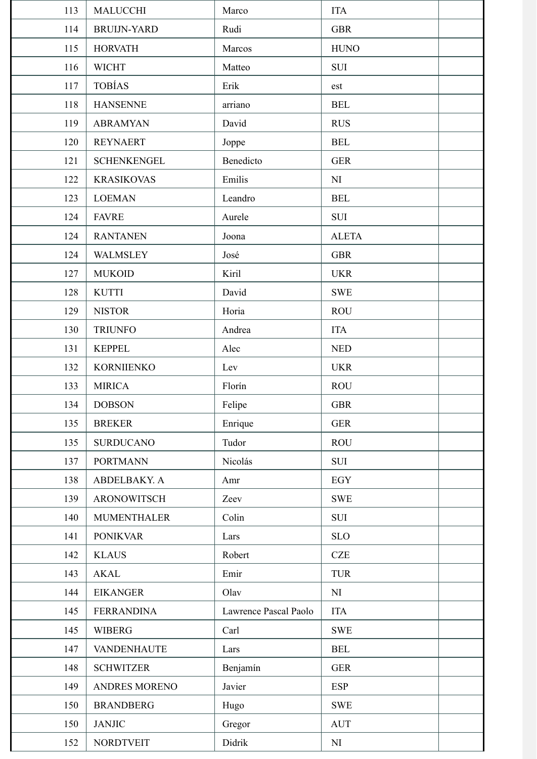| | | | | |
|---|---|---|---|---|
| 113 | MALUCCHI | Marco | ITA | |
| 114 | BRUIJN-YARD | Rudi | GBR | |
| 115 | HORVATH | Marcos | HUNO | |
| 116 | WICHT | Matteo | SUI | |
| 117 | TOBÍAS | Erik | est | |
| 118 | HANSENNE | arriano | BEL | |
| 119 | ABRAMYAN | David | RUS | |
| 120 | REYNAERT | Joppe | BEL | |
| 121 | SCHENKENGEL | Benedicto | GER | |
| 122 | KRASIKOVAS | Emilis | NI | |
| 123 | LOEMAN | Leandro | BEL | |
| 124 | FAVRE | Aurele | SUI | |
| 124 | RANTANEN | Joona | ALETA | |
| 124 | WALMSLEY | José | GBR | |
| 127 | MUKOID | Kiril | UKR | |
| 128 | KUTTI | David | SWE | |
| 129 | NISTOR | Horia | ROU | |
| 130 | TRIUNFO | Andrea | ITA | |
| 131 | KEPPEL | Alec | NED | |
| 132 | KORNIIENKO | Lev | UKR | |
| 133 | MIRICA | Florín | ROU | |
| 134 | DOBSON | Felipe | GBR | |
| 135 | BREKER | Enrique | GER | |
| 135 | SURDUCANO | Tudor | ROU | |
| 137 | PORTMANN | Nicolás | SUI | |
| 138 | ABDELBAKY. A | Amr | EGY | |
| 139 | ARONOWITSCH | Zeev | SWE | |
| 140 | MUMENTHALER | Colin | SUI | |
| 141 | PONIKVAR | Lars | SLO | |
| 142 | KLAUS | Robert | CZE | |
| 143 | AKAL | Emir | TUR | |
| 144 | EIKANGER | Olav | NI | |
| 145 | FERRANDINA | Lawrence Pascal Paolo | ITA | |
| 145 | WIBERG | Carl | SWE | |
| 147 | VANDENHAUTE | Lars | BEL | |
| 148 | SCHWITZER | Benjamín | GER | |
| 149 | ANDRES MORENO | Javier | ESP | |
| 150 | BRANDBERG | Hugo | SWE | |
| 150 | JANJIC | Gregor | AUT | |
| 152 | NORDTVEIT | Didrik | NI | |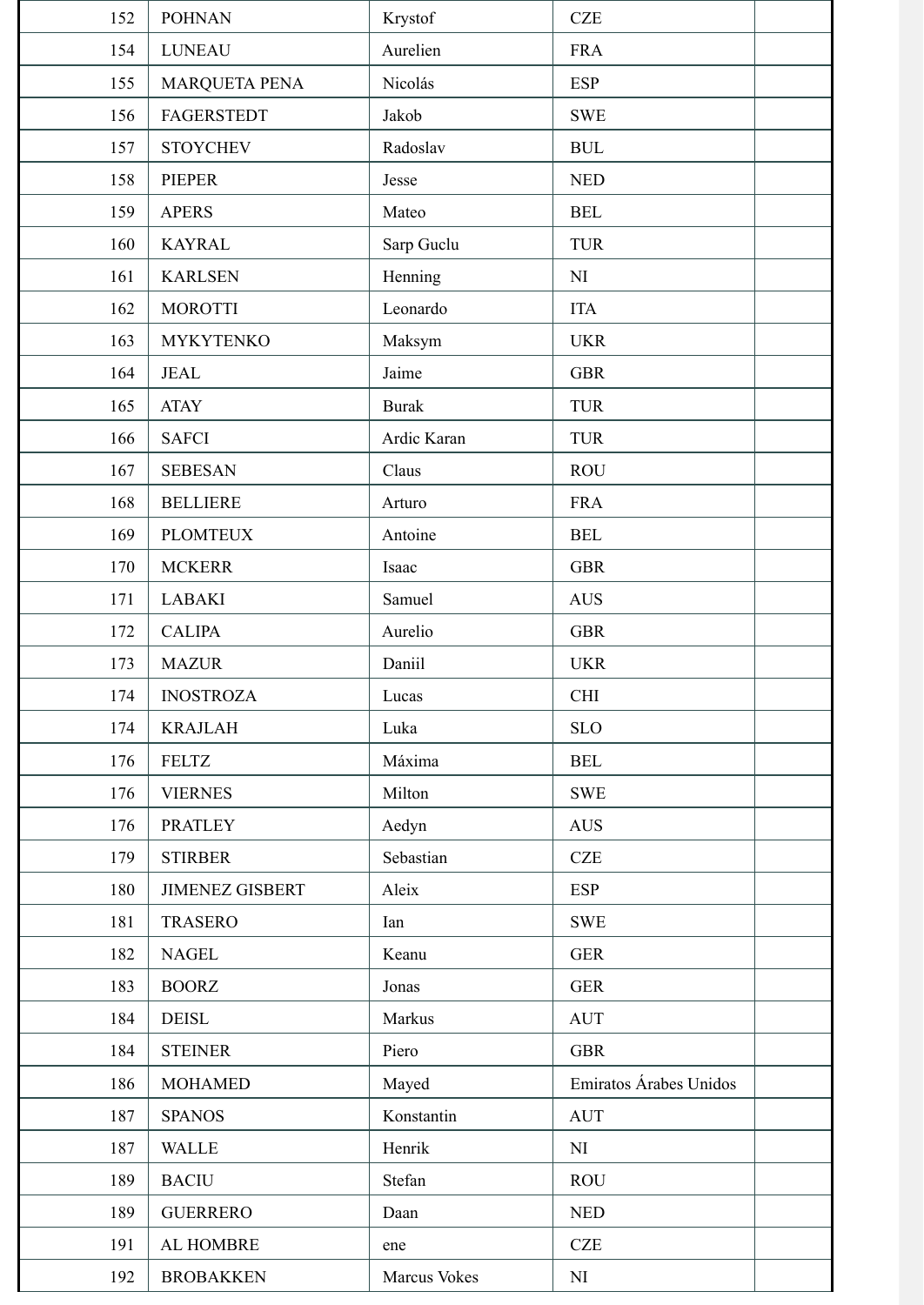| | | | | |
|---|---|---|---|---|
| 152 | POHNAN | Krystof | CZE | |
| 154 | LUNEAU | Aurelien | FRA | |
| 155 | MARQUETA PENA | Nicolás | ESP | |
| 156 | FAGERSTEDT | Jakob | SWE | |
| 157 | STOYCHEV | Radoslav | BUL | |
| 158 | PIEPER | Jesse | NED | |
| 159 | APERS | Mateo | BEL | |
| 160 | KAYRAL | Sarp Guclu | TUR | |
| 161 | KARLSEN | Henning | NI | |
| 162 | MOROTTI | Leonardo | ITA | |
| 163 | MYKYTENKO | Maksym | UKR | |
| 164 | JEAL | Jaime | GBR | |
| 165 | ATAY | Burak | TUR | |
| 166 | SAFCI | Ardic Karan | TUR | |
| 167 | SEBESAN | Claus | ROU | |
| 168 | BELLIERE | Arturo | FRA | |
| 169 | PLOMTEUX | Antoine | BEL | |
| 170 | MCKERR | Isaac | GBR | |
| 171 | LABAKI | Samuel | AUS | |
| 172 | CALIPA | Aurelio | GBR | |
| 173 | MAZUR | Daniil | UKR | |
| 174 | INOSTROZA | Lucas | CHI | |
| 174 | KRAJLAH | Luka | SLO | |
| 176 | FELTZ | Máxima | BEL | |
| 176 | VIERNES | Milton | SWE | |
| 176 | PRATLEY | Aedyn | AUS | |
| 179 | STIRBER | Sebastian | CZE | |
| 180 | JIMENEZ GISBERT | Aleix | ESP | |
| 181 | TRASERO | Ian | SWE | |
| 182 | NAGEL | Keanu | GER | |
| 183 | BOORZ | Jonas | GER | |
| 184 | DEISL | Markus | AUT | |
| 184 | STEINER | Piero | GBR | |
| 186 | MOHAMED | Mayed | Emiratos Árabes Unidos | |
| 187 | SPANOS | Konstantin | AUT | |
| 187 | WALLE | Henrik | NI | |
| 189 | BACIU | Stefan | ROU | |
| 189 | GUERRERO | Daan | NED | |
| 191 | AL HOMBRE | ene | CZE | |
| 192 | BROBAKKEN | Marcus Vokes | NI | |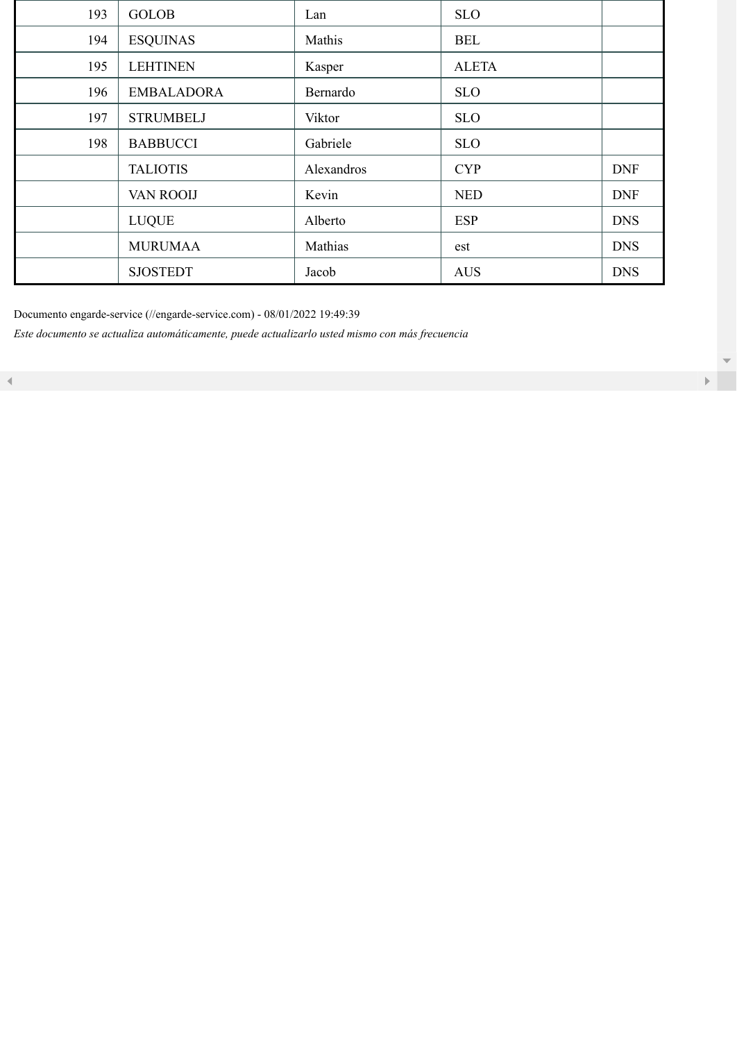| | | | | |
|---|---|---|---|---|
| 193 | GOLOB | Lan | SLO | |
| 194 | ESQUINAS | Mathis | BEL | |
| 195 | LEHTINEN | Kasper | ALETA | |
| 196 | EMBALADORA | Bernardo | SLO | |
| 197 | STRUMBELJ | Viktor | SLO | |
| 198 | BABBUCCI | Gabriele | SLO | |
| | TALIOTIS | Alexandros | CYP | DNF |
| | VAN ROOIJ | Kevin | NED | DNF |
| | LUQUE | Alberto | ESP | DNS |
| | MURUMAA | Mathias | est | DNS |
| | SJOSTEDT | Jacob | AUS | DNS |

Documento engarde-service (//engarde-service.com) - 08/01/2022 19:49:39

*Este documento se actualiza automáticamente, puede actualizarlo usted mismo con más frecuencia*